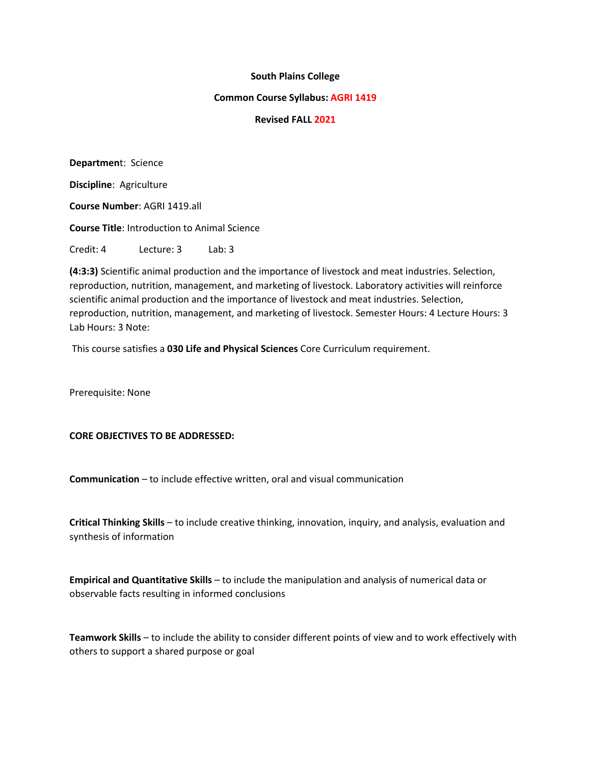**South Plains College**

**Common Course Syllabus: AGRI 1419**

**Revised FALL 2021**

**Department**: Science

**Discipline**: Agriculture

**Course Number**: AGRI 1419.all

**Course Title**: Introduction to Animal Science

Credit: 4 Lecture: 3 Lab: 3

**(4:3:3)** Scientific animal production and the importance of livestock and meat industries. Selection, reproduction, nutrition, management, and marketing of livestock. Laboratory activities will reinforce scientific animal production and the importance of livestock and meat industries. Selection, reproduction, nutrition, management, and marketing of livestock. Semester Hours: 4 Lecture Hours: 3 Lab Hours: 3 Note:

This course satisfies a **030 Life and Physical Sciences** Core Curriculum requirement.

Prerequisite: None

**CORE OBJECTIVES TO BE ADDRESSED:**

**Communication** – to include effective written, oral and visual communication

**Critical Thinking Skills** – to include creative thinking, innovation, inquiry, and analysis, evaluation and synthesis of information

**Empirical and Quantitative Skills** – to include the manipulation and analysis of numerical data or observable facts resulting in informed conclusions

**Teamwork Skills** – to include the ability to consider different points of view and to work effectively with others to support a shared purpose or goal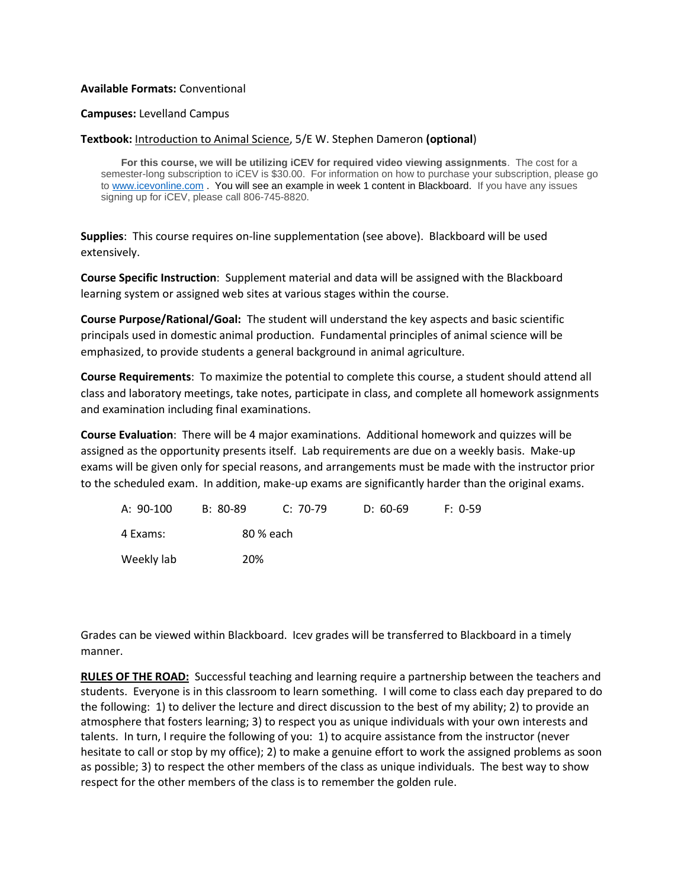**Available Formats:** Conventional

**Campuses:** Levelland Campus

**Textbook:** Introduction to Animal Science, 5/E W. Stephen Dameron **(optional)**

> **For this course, we will be utilizing iCEV for required video viewing assignments**. The cost for a semester-long subscription to iCEV is $30.00. For information on how to purchase your subscription, please go to www.icevonline.com . You will see an example in week 1 content in Blackboard. If you have any issues signing up for iCEV, please call 806-745-8820.

**Supplies**: This course requires on-line supplementation (see above). Blackboard will be used extensively.

**Course Specific Instruction**: Supplement material and data will be assigned with the Blackboard learning system or assigned web sites at various stages within the course.

**Course Purpose/Rational/Goal:** The student will understand the key aspects and basic scientific principals used in domestic animal production. Fundamental principles of animal science will be emphasized, to provide students a general background in animal agriculture.

**Course Requirements**: To maximize the potential to complete this course, a student should attend all class and laboratory meetings, take notes, participate in class, and complete all homework assignments and examination including final examinations.

**Course Evaluation**: There will be 4 major examinations. Additional homework and quizzes will be assigned as the opportunity presents itself. Lab requirements are due on a weekly basis. Make-up exams will be given only for special reasons, and arrangements must be made with the instructor prior to the scheduled exam. In addition, make-up exams are significantly harder than the original exams.

A: 90-100 B: 80-89 C: 70-79 D: 60-69 F: 0-59

| | |
|---|---|
| 4 Exams: | 80 % each |
| Weekly lab | 20% |

Grades can be viewed within Blackboard. Icev grades will be transferred to Blackboard in a timely manner.

**RULES OF THE ROAD:** Successful teaching and learning require a partnership between the teachers and students. Everyone is in this classroom to learn something. I will come to class each day prepared to do the following: 1) to deliver the lecture and direct discussion to the best of my ability; 2) to provide an atmosphere that fosters learning; 3) to respect you as unique individuals with your own interests and talents. In turn, I require the following of you: 1) to acquire assistance from the instructor (never hesitate to call or stop by my office); 2) to make a genuine effort to work the assigned problems as soon as possible; 3) to respect the other members of the class as unique individuals. The best way to show respect for the other members of the class is to remember the golden rule.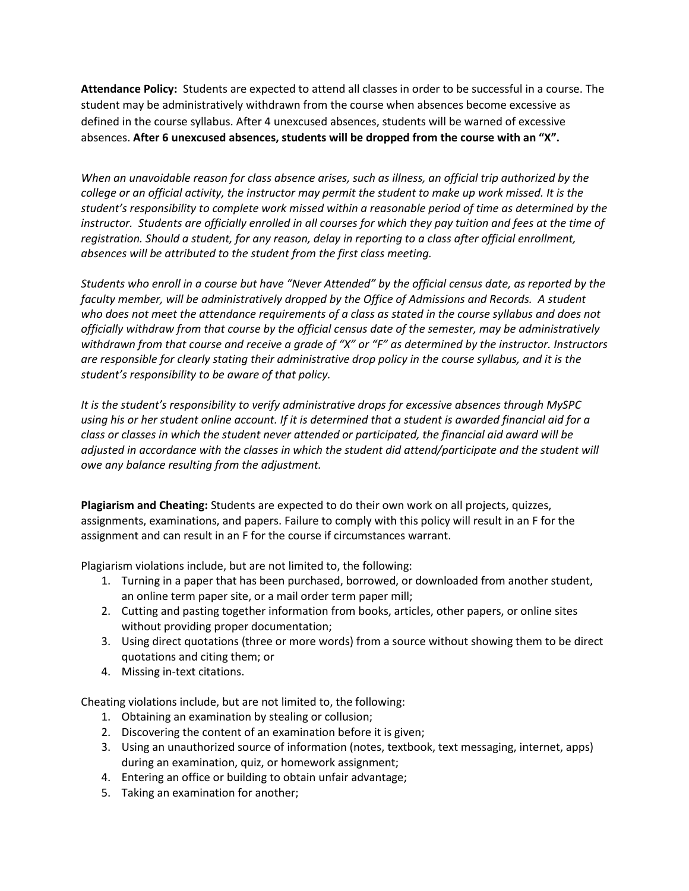**Attendance Policy:** Students are expected to attend all classes in order to be successful in a course. The student may be administratively withdrawn from the course when absences become excessive as defined in the course syllabus. After 4 unexcused absences, students will be warned of excessive absences. **After 6 unexcused absences, students will be dropped from the course with an "X".**

*When an unavoidable reason for class absence arises, such as illness, an official trip authorized by the college or an official activity, the instructor may permit the student to make up work missed. It is the student's responsibility to complete work missed within a reasonable period of time as determined by the instructor. Students are officially enrolled in all courses for which they pay tuition and fees at the time of registration. Should a student, for any reason, delay in reporting to a class after official enrollment, absences will be attributed to the student from the first class meeting.*

*Students who enroll in a course but have "Never Attended" by the official census date, as reported by the faculty member, will be administratively dropped by the Office of Admissions and Records. A student who does not meet the attendance requirements of a class as stated in the course syllabus and does not officially withdraw from that course by the official census date of the semester, may be administratively withdrawn from that course and receive a grade of "X" or "F" as determined by the instructor. Instructors are responsible for clearly stating their administrative drop policy in the course syllabus, and it is the student's responsibility to be aware of that policy.*

*It is the student's responsibility to verify administrative drops for excessive absences through MySPC using his or her student online account. If it is determined that a student is awarded financial aid for a class or classes in which the student never attended or participated, the financial aid award will be adjusted in accordance with the classes in which the student did attend/participate and the student will owe any balance resulting from the adjustment.*

**Plagiarism and Cheating:** Students are expected to do their own work on all projects, quizzes, assignments, examinations, and papers. Failure to comply with this policy will result in an F for the assignment and can result in an F for the course if circumstances warrant.

Plagiarism violations include, but are not limited to, the following:

1. Turning in a paper that has been purchased, borrowed, or downloaded from another student, an online term paper site, or a mail order term paper mill;
2. Cutting and pasting together information from books, articles, other papers, or online sites without providing proper documentation;
3. Using direct quotations (three or more words) from a source without showing them to be direct quotations and citing them; or
4. Missing in-text citations.

Cheating violations include, but are not limited to, the following:

1. Obtaining an examination by stealing or collusion;
2. Discovering the content of an examination before it is given;
3. Using an unauthorized source of information (notes, textbook, text messaging, internet, apps) during an examination, quiz, or homework assignment;
4. Entering an office or building to obtain unfair advantage;
5. Taking an examination for another;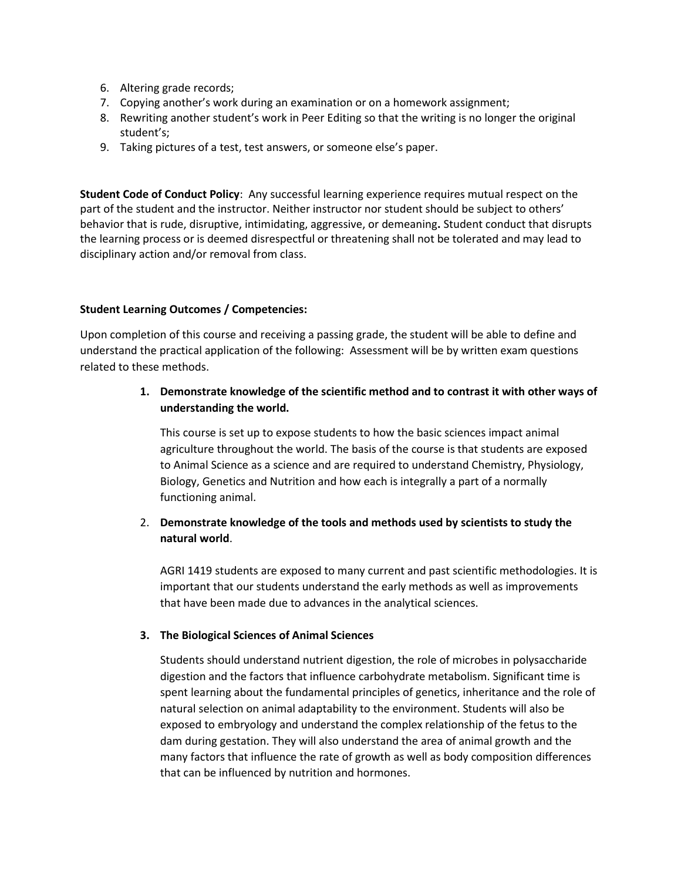6. Altering grade records;
7. Copying another's work during an examination or on a homework assignment;
8. Rewriting another student's work in Peer Editing so that the writing is no longer the original student's;
9. Taking pictures of a test, test answers, or someone else's paper.

**Student Code of Conduct Policy**: Any successful learning experience requires mutual respect on the part of the student and the instructor. Neither instructor nor student should be subject to others' behavior that is rude, disruptive, intimidating, aggressive, or demeaning**.** Student conduct that disrupts the learning process or is deemed disrespectful or threatening shall not be tolerated and may lead to disciplinary action and/or removal from class.

**Student Learning Outcomes / Competencies:**

Upon completion of this course and receiving a passing grade, the student will be able to define and understand the practical application of the following: Assessment will be by written exam questions related to these methods.

1. **Demonstrate knowledge of the scientific method and to contrast it with other ways of understanding the world.**

   This course is set up to expose students to how the basic sciences impact animal agriculture throughout the world. The basis of the course is that students are exposed to Animal Science as a science and are required to understand Chemistry, Physiology, Biology, Genetics and Nutrition and how each is integrally a part of a normally functioning animal.

2. **Demonstrate knowledge of the tools and methods used by scientists to study the natural world**.

   AGRI 1419 students are exposed to many current and past scientific methodologies. It is important that our students understand the early methods as well as improvements that have been made due to advances in the analytical sciences.

3. **The Biological Sciences of Animal Sciences**

   Students should understand nutrient digestion, the role of microbes in polysaccharide digestion and the factors that influence carbohydrate metabolism. Significant time is spent learning about the fundamental principles of genetics, inheritance and the role of natural selection on animal adaptability to the environment. Students will also be exposed to embryology and understand the complex relationship of the fetus to the dam during gestation. They will also understand the area of animal growth and the many factors that influence the rate of growth as well as body composition differences that can be influenced by nutrition and hormones.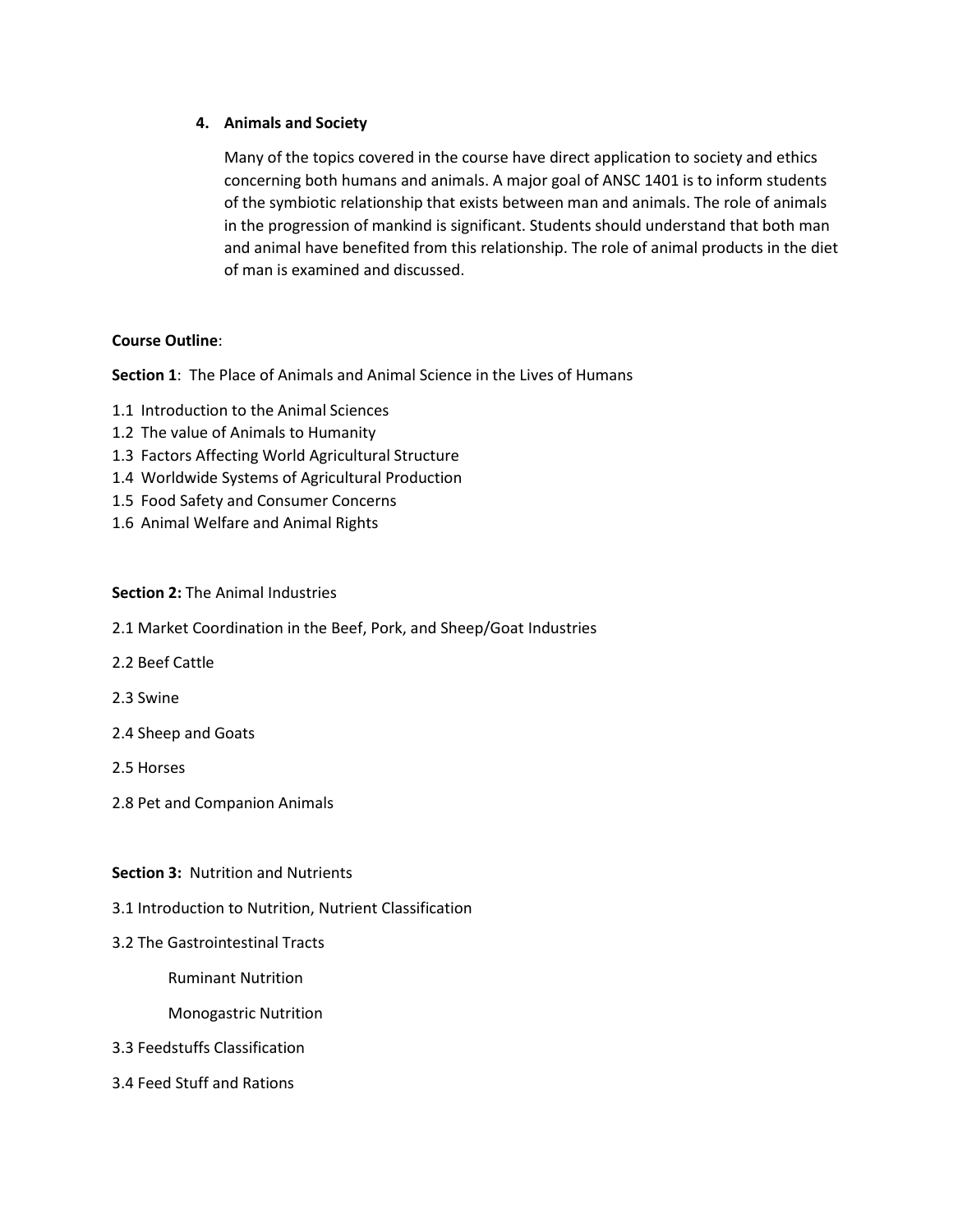4. **Animals and Society**

   Many of the topics covered in the course have direct application to society and ethics concerning both humans and animals. A major goal of ANSC 1401 is to inform students of the symbiotic relationship that exists between man and animals. The role of animals in the progression of mankind is significant. Students should understand that both man and animal have benefited from this relationship. The role of animal products in the diet of man is examined and discussed.

**Course Outline**:

**Section 1**: The Place of Animals and Animal Science in the Lives of Humans

1.1 Introduction to the Animal Sciences
1.2 The value of Animals to Humanity
1.3 Factors Affecting World Agricultural Structure
1.4 Worldwide Systems of Agricultural Production
1.5 Food Safety and Consumer Concerns
1.6 Animal Welfare and Animal Rights

**Section 2:** The Animal Industries

2.1 Market Coordination in the Beef, Pork, and Sheep/Goat Industries

2.2 Beef Cattle

2.3 Swine

2.4 Sheep and Goats

2.5 Horses

2.8 Pet and Companion Animals

**Section 3:** Nutrition and Nutrients

3.1 Introduction to Nutrition, Nutrient Classification

3.2 The Gastrointestinal Tracts

   Ruminant Nutrition

   Monogastric Nutrition

3.3 Feedstuffs Classification

3.4 Feed Stuff and Rations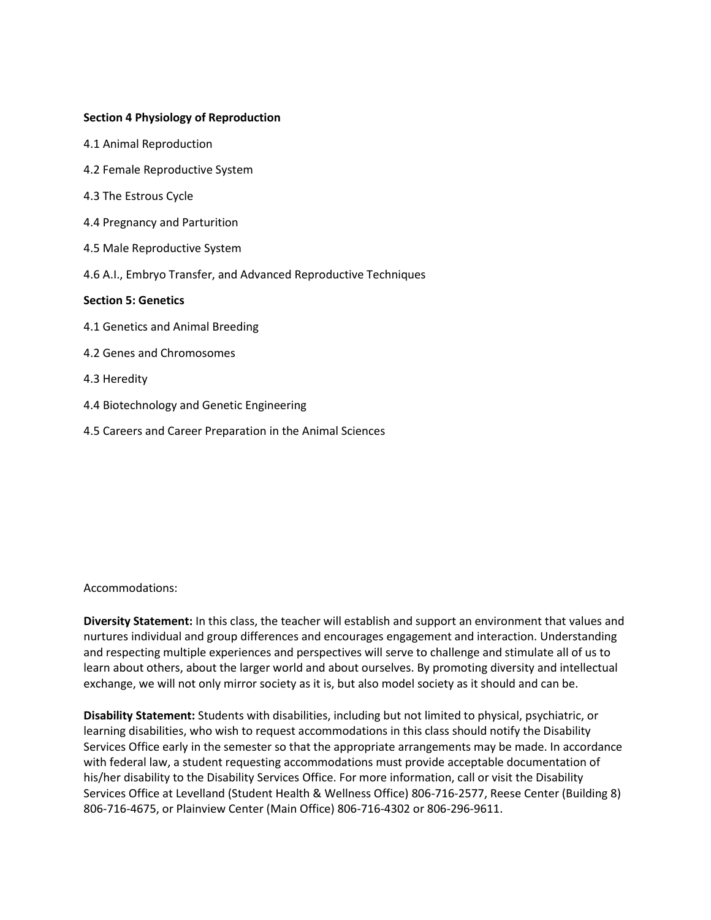**Section 4 Physiology of Reproduction**

4.1 Animal Reproduction

4.2 Female Reproductive System

4.3 The Estrous Cycle

4.4 Pregnancy and Parturition

4.5 Male Reproductive System

4.6 A.I., Embryo Transfer, and Advanced Reproductive Techniques

**Section 5: Genetics**

4.1 Genetics and Animal Breeding

4.2 Genes and Chromosomes

4.3 Heredity

4.4 Biotechnology and Genetic Engineering

4.5 Careers and Career Preparation in the Animal Sciences

Accommodations:

**Diversity Statement:** In this class, the teacher will establish and support an environment that values and nurtures individual and group differences and encourages engagement and interaction. Understanding and respecting multiple experiences and perspectives will serve to challenge and stimulate all of us to learn about others, about the larger world and about ourselves. By promoting diversity and intellectual exchange, we will not only mirror society as it is, but also model society as it should and can be.

**Disability Statement:** Students with disabilities, including but not limited to physical, psychiatric, or learning disabilities, who wish to request accommodations in this class should notify the Disability Services Office early in the semester so that the appropriate arrangements may be made. In accordance with federal law, a student requesting accommodations must provide acceptable documentation of his/her disability to the Disability Services Office. For more information, call or visit the Disability Services Office at Levelland (Student Health & Wellness Office) 806-716-2577, Reese Center (Building 8) 806-716-4675, or Plainview Center (Main Office) 806-716-4302 or 806-296-9611.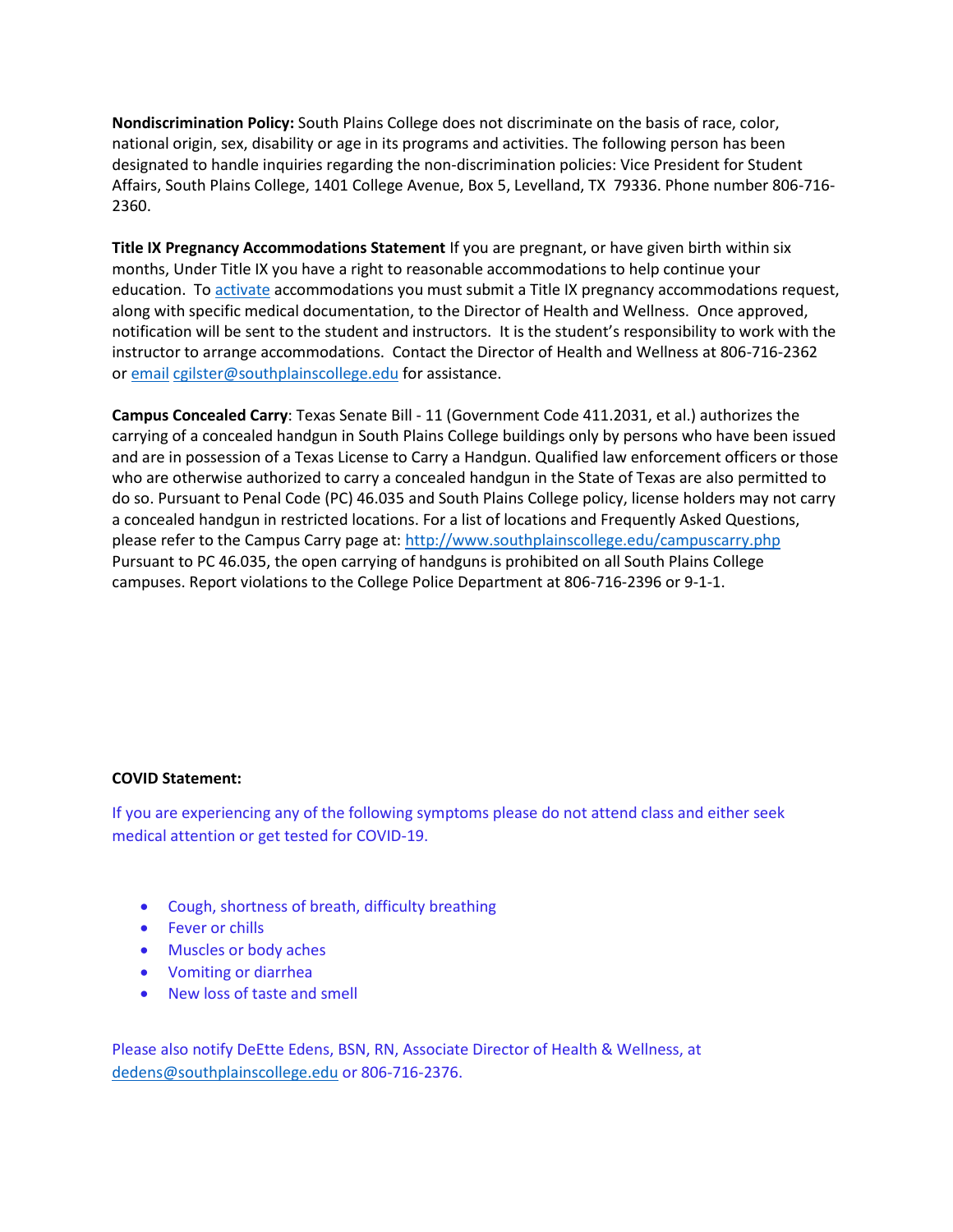**Nondiscrimination Policy:** South Plains College does not discriminate on the basis of race, color, national origin, sex, disability or age in its programs and activities. The following person has been designated to handle inquiries regarding the non-discrimination policies: Vice President for Student Affairs, South Plains College, 1401 College Avenue, Box 5, Levelland, TX 79336. Phone number 806-716-2360.

**Title IX Pregnancy Accommodations Statement** If you are pregnant, or have given birth within six months, Under Title IX you have a right to reasonable accommodations to help continue your education. To activate accommodations you must submit a Title IX pregnancy accommodations request, along with specific medical documentation, to the Director of Health and Wellness. Once approved, notification will be sent to the student and instructors. It is the student's responsibility to work with the instructor to arrange accommodations. Contact the Director of Health and Wellness at 806-716-2362 or email cgilster@southplainscollege.edu for assistance.

**Campus Concealed Carry**: Texas Senate Bill - 11 (Government Code 411.2031, et al.) authorizes the carrying of a concealed handgun in South Plains College buildings only by persons who have been issued and are in possession of a Texas License to Carry a Handgun. Qualified law enforcement officers or those who are otherwise authorized to carry a concealed handgun in the State of Texas are also permitted to do so. Pursuant to Penal Code (PC) 46.035 and South Plains College policy, license holders may not carry a concealed handgun in restricted locations. For a list of locations and Frequently Asked Questions, please refer to the Campus Carry page at: http://www.southplainscollege.edu/campuscarry.php Pursuant to PC 46.035, the open carrying of handguns is prohibited on all South Plains College campuses. Report violations to the College Police Department at 806-716-2396 or 9-1-1.

**COVID Statement:**

If you are experiencing any of the following symptoms please do not attend class and either seek medical attention or get tested for COVID-19.

- Cough, shortness of breath, difficulty breathing
- Fever or chills
- Muscles or body aches
- Vomiting or diarrhea
- New loss of taste and smell

Please also notify DeEtte Edens, BSN, RN, Associate Director of Health & Wellness, at dedens@southplainscollege.edu or 806-716-2376.